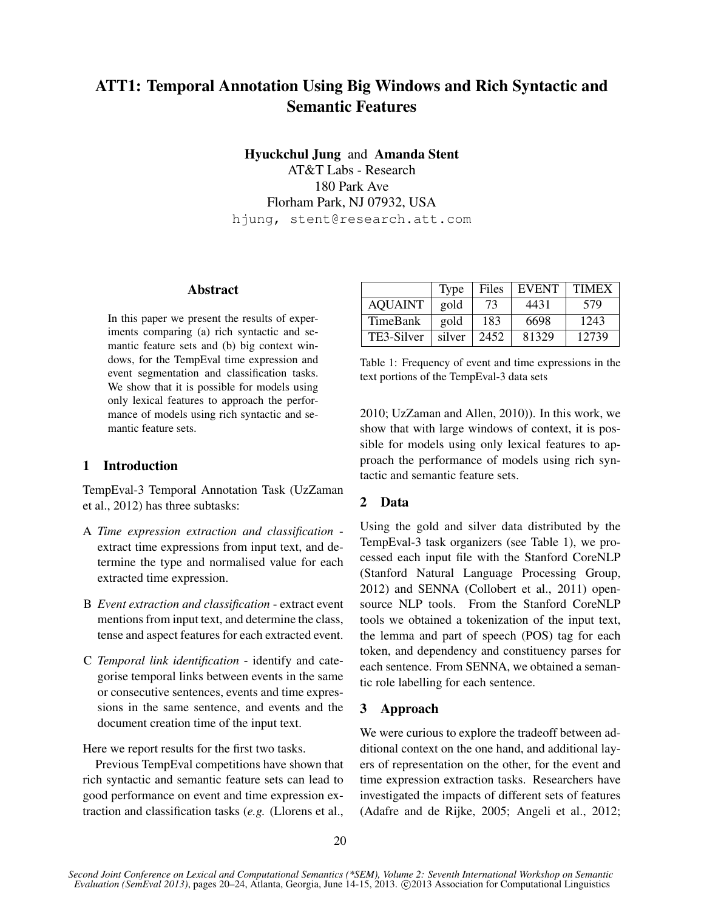# ATT1: Temporal Annotation Using Big Windows and Rich Syntactic and Semantic Features

**Hyuckchul Jung** and **Amanda Stent**
AT&T Labs - Research
180 Park Ave
Florham Park, NJ 07932, USA
hjung, stent@research.att.com

## Abstract

In this paper we present the results of experiments comparing (a) rich syntactic and semantic feature sets and (b) big context windows, for the TempEval time expression and event segmentation and classification tasks. We show that it is possible for models using only lexical features to approach the performance of models using rich syntactic and semantic feature sets.

## 1 Introduction

TempEval-3 Temporal Annotation Task (UzZaman et al., 2012) has three subtasks:

A *Time expression extraction and classification* - extract time expressions from input text, and determine the type and normalised value for each extracted time expression.

B *Event extraction and classification* - extract event mentions from input text, and determine the class, tense and aspect features for each extracted event.

C *Temporal link identification* - identify and categorise temporal links between events in the same or consecutive sentences, events and time expressions in the same sentence, and events and the document creation time of the input text.

Here we report results for the first two tasks.

Previous TempEval competitions have shown that rich syntactic and semantic feature sets can lead to good performance on event and time expression extraction and classification tasks (*e.g.* (Llorens et al., 2010; UzZaman and Allen, 2010)). In this work, we show that with large windows of context, it is possible for models using only lexical features to approach the performance of models using rich syntactic and semantic feature sets.

| | Type | Files | EVENT | TIMEX |
|---|---|---|---|---|
| AQUAINT | gold | 73 | 4431 | 579 |
| TimeBank | gold | 183 | 6698 | 1243 |
| TE3-Silver | silver | 2452 | 81329 | 12739 |

Table 1: Frequency of event and time expressions in the text portions of the TempEval-3 data sets

## 2 Data

Using the gold and silver data distributed by the TempEval-3 task organizers (see Table 1), we processed each input file with the Stanford CoreNLP (Stanford Natural Language Processing Group, 2012) and SENNA (Collobert et al., 2011) open-source NLP tools. From the Stanford CoreNLP tools we obtained a tokenization of the input text, the lemma and part of speech (POS) tag for each token, and dependency and constituency parses for each sentence. From SENNA, we obtained a semantic role labelling for each sentence.

## 3 Approach

We were curious to explore the tradeoff between additional context on the one hand, and additional layers of representation on the other, for the event and time expression extraction tasks. Researchers have investigated the impacts of different sets of features (Adafre and de Rijke, 2005; Angeli et al., 2012;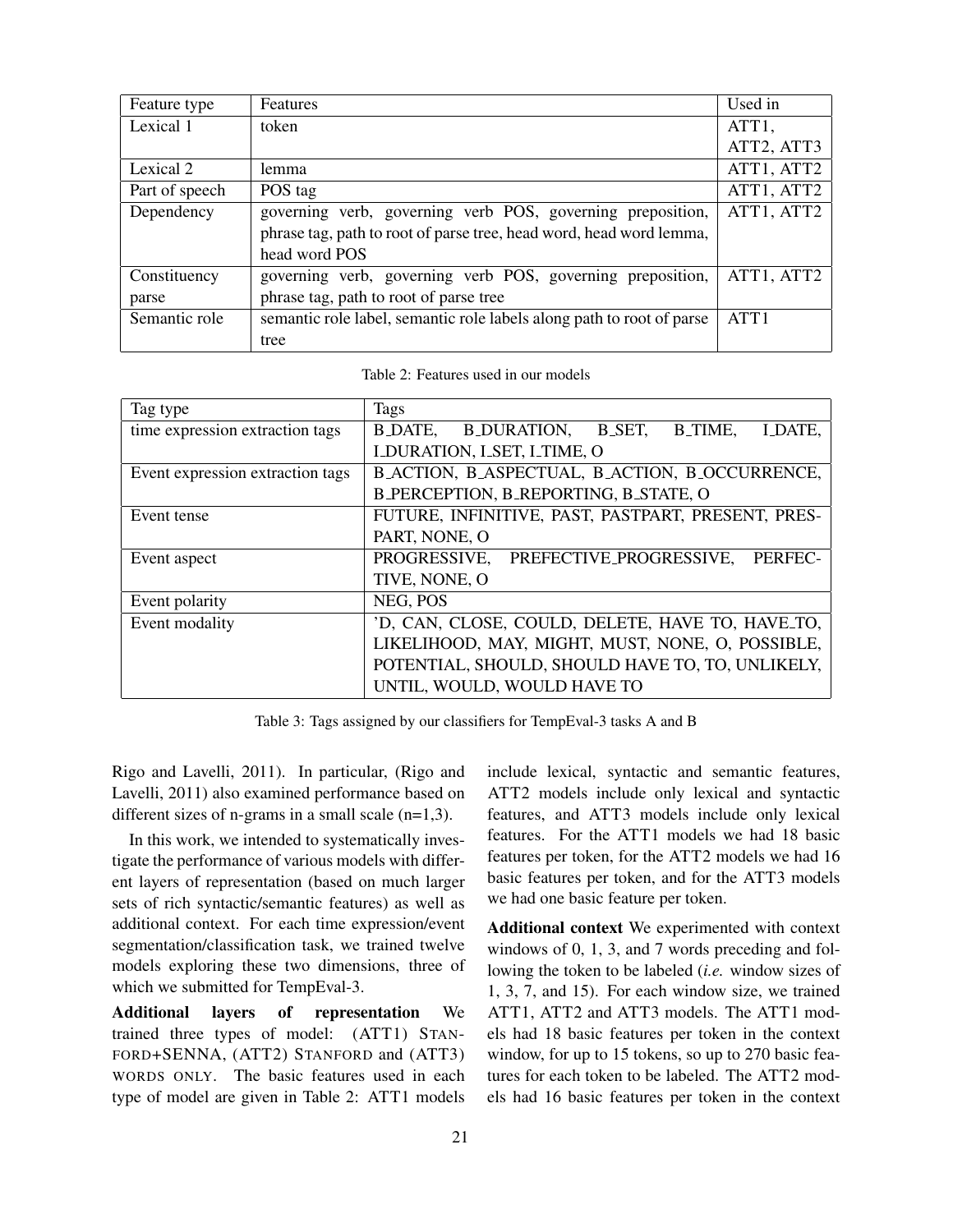| Feature type | Features | Used in |
|---|---|---|
| Lexical 1 | token | ATT1, ATT2, ATT3 |
| Lexical 2 | lemma | ATT1, ATT2 |
| Part of speech | POS tag | ATT1, ATT2 |
| Dependency | governing verb, governing verb POS, governing preposition, phrase tag, path to root of parse tree, head word, head word lemma, head word POS | ATT1, ATT2 |
| Constituency parse | governing verb, governing verb POS, governing preposition, phrase tag, path to root of parse tree | ATT1, ATT2 |
| Semantic role | semantic role label, semantic role labels along path to root of parse tree | ATT1 |

Table 2: Features used in our models

| Tag type | Tags |
|---|---|
| time expression extraction tags | B_DATE, B_DURATION, B_SET, B_TIME, I_DATE, I_DURATION, I_SET, I_TIME, O |
| Event expression extraction tags | B_ACTION, B_ASPECTUAL, B_ACTION, B_OCCURRENCE, B_PERCEPTION, B_REPORTING, B_STATE, O |
| Event tense | FUTURE, INFINITIVE, PAST, PASTPART, PRESENT, PRESPART, NONE, O |
| Event aspect | PROGRESSIVE, PREFECTIVE_PROGRESSIVE, PERFECTIVE, NONE, O |
| Event polarity | NEG, POS |
| Event modality | 'D, CAN, CLOSE, COULD, DELETE, HAVE TO, HAVE_TO, LIKELIHOOD, MAY, MIGHT, MUST, NONE, O, POSSIBLE, POTENTIAL, SHOULD, SHOULD HAVE TO, TO, UNLIKELY, UNTIL, WOULD, WOULD HAVE TO |

Table 3: Tags assigned by our classifiers for TempEval-3 tasks A and B

Rigo and Lavelli, 2011). In particular, (Rigo and Lavelli, 2011) also examined performance based on different sizes of n-grams in a small scale (n=1,3).

In this work, we intended to systematically investigate the performance of various models with different layers of representation (based on much larger sets of rich syntactic/semantic features) as well as additional context. For each time expression/event segmentation/classification task, we trained twelve models exploring these two dimensions, three of which we submitted for TempEval-3.

**Additional layers of representation** We trained three types of model: (ATT1) STANFORD+SENNA, (ATT2) STANFORD and (ATT3) WORDS ONLY. The basic features used in each type of model are given in Table 2: ATT1 models include lexical, syntactic and semantic features, ATT2 models include only lexical and syntactic features, and ATT3 models include only lexical features. For the ATT1 models we had 18 basic features per token, for the ATT2 models we had 16 basic features per token, and for the ATT3 models we had one basic feature per token.

**Additional context** We experimented with context windows of 0, 1, 3, and 7 words preceding and following the token to be labeled (*i.e.* window sizes of 1, 3, 7, and 15). For each window size, we trained ATT1, ATT2 and ATT3 models. The ATT1 models had 18 basic features per token in the context window, for up to 15 tokens, so up to 270 basic features for each token to be labeled. The ATT2 models had 16 basic features per token in the context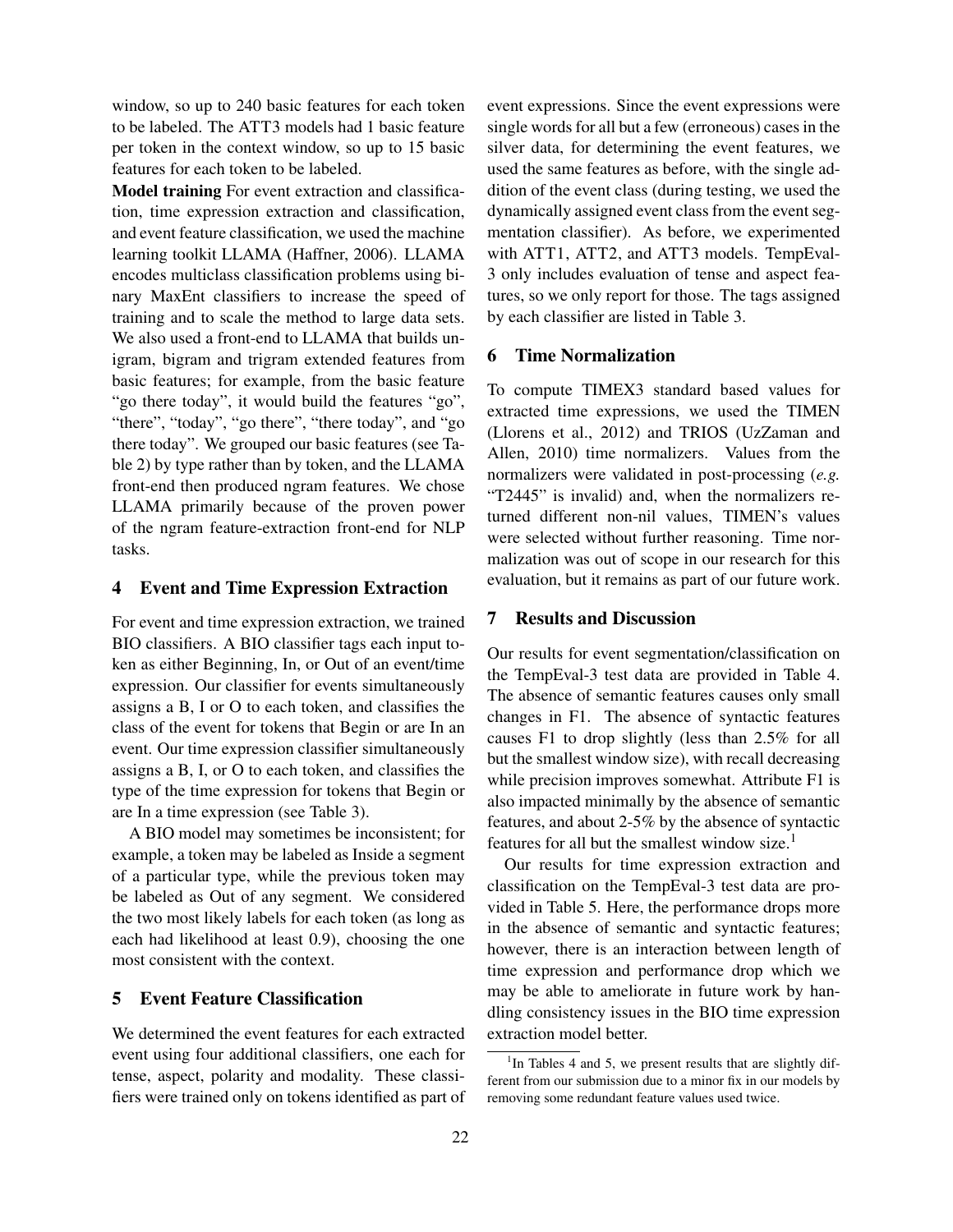window, so up to 240 basic features for each token to be labeled. The ATT3 models had 1 basic feature per token in the context window, so up to 15 basic features for each token to be labeled.

**Model training** For event extraction and classification, time expression extraction and classification, and event feature classification, we used the machine learning toolkit LLAMA (Haffner, 2006). LLAMA encodes multiclass classification problems using binary MaxEnt classifiers to increase the speed of training and to scale the method to large data sets. We also used a front-end to LLAMA that builds unigram, bigram and trigram extended features from basic features; for example, from the basic feature "go there today", it would build the features "go", "there", "today", "go there", "there today", and "go there today". We grouped our basic features (see Table 2) by type rather than by token, and the LLAMA front-end then produced ngram features. We chose LLAMA primarily because of the proven power of the ngram feature-extraction front-end for NLP tasks.

## 4 Event and Time Expression Extraction

For event and time expression extraction, we trained BIO classifiers. A BIO classifier tags each input token as either Beginning, In, or Out of an event/time expression. Our classifier for events simultaneously assigns a B, I or O to each token, and classifies the class of the event for tokens that Begin or are In an event. Our time expression classifier simultaneously assigns a B, I, or O to each token, and classifies the type of the time expression for tokens that Begin or are In a time expression (see Table 3).

A BIO model may sometimes be inconsistent; for example, a token may be labeled as Inside a segment of a particular type, while the previous token may be labeled as Out of any segment. We considered the two most likely labels for each token (as long as each had likelihood at least 0.9), choosing the one most consistent with the context.

## 5 Event Feature Classification

We determined the event features for each extracted event using four additional classifiers, one each for tense, aspect, polarity and modality. These classifiers were trained only on tokens identified as part of event expressions. Since the event expressions were single words for all but a few (erroneous) cases in the silver data, for determining the event features, we used the same features as before, with the single addition of the event class (during testing, we used the dynamically assigned event class from the event segmentation classifier). As before, we experimented with ATT1, ATT2, and ATT3 models. TempEval-3 only includes evaluation of tense and aspect features, so we only report for those. The tags assigned by each classifier are listed in Table 3.

## 6 Time Normalization

To compute TIMEX3 standard based values for extracted time expressions, we used the TIMEN (Llorens et al., 2012) and TRIOS (UzZaman and Allen, 2010) time normalizers. Values from the normalizers were validated in post-processing (*e.g.* "T2445" is invalid) and, when the normalizers returned different non-nil values, TIMEN's values were selected without further reasoning. Time normalization was out of scope in our research for this evaluation, but it remains as part of our future work.

## 7 Results and Discussion

Our results for event segmentation/classification on the TempEval-3 test data are provided in Table 4. The absence of semantic features causes only small changes in F1. The absence of syntactic features causes F1 to drop slightly (less than 2.5% for all but the smallest window size), with recall decreasing while precision improves somewhat. Attribute F1 is also impacted minimally by the absence of semantic features, and about 2-5% by the absence of syntactic features for all but the smallest window size.[1]

Our results for time expression extraction and classification on the TempEval-3 test data are provided in Table 5. Here, the performance drops more in the absence of semantic and syntactic features; however, there is an interaction between length of time expression and performance drop which we may be able to ameliorate in future work by handling consistency issues in the BIO time expression extraction model better.

[1] In Tables 4 and 5, we present results that are slightly different from our submission due to a minor fix in our models by removing some redundant feature values used twice.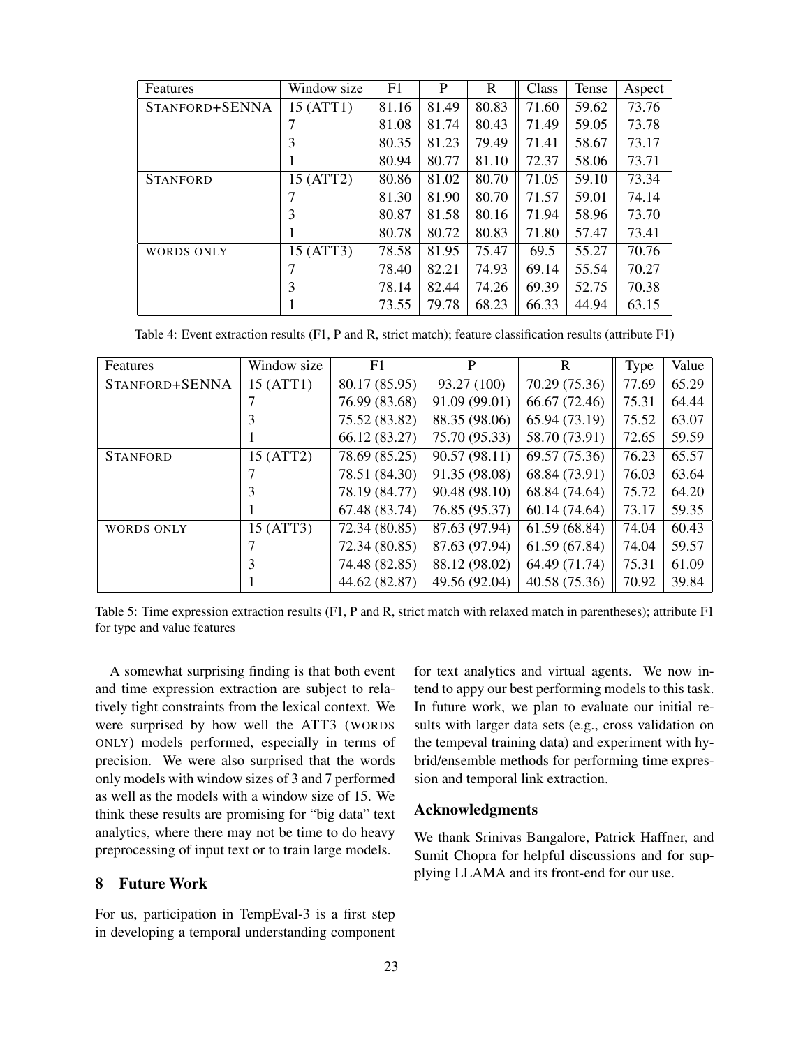| Features | Window size | F1 | P | R | Class | Tense | Aspect |
|---|---|---|---|---|---|---|---|
| STANFORD+SENNA | 15 (ATT1) | 81.16 | 81.49 | 80.83 | 71.60 | 59.62 | 73.76 |
| | 7 | 81.08 | 81.74 | 80.43 | 71.49 | 59.05 | 73.78 |
| | 3 | 80.35 | 81.23 | 79.49 | 71.41 | 58.67 | 73.17 |
| | 1 | 80.94 | 80.77 | 81.10 | 72.37 | 58.06 | 73.71 |
| STANFORD | 15 (ATT2) | 80.86 | 81.02 | 80.70 | 71.05 | 59.10 | 73.34 |
| | 7 | 81.30 | 81.90 | 80.70 | 71.57 | 59.01 | 74.14 |
| | 3 | 80.87 | 81.58 | 80.16 | 71.94 | 58.96 | 73.70 |
| | 1 | 80.78 | 80.72 | 80.83 | 71.80 | 57.47 | 73.41 |
| WORDS ONLY | 15 (ATT3) | 78.58 | 81.95 | 75.47 | 69.5 | 55.27 | 70.76 |
| | 7 | 78.40 | 82.21 | 74.93 | 69.14 | 55.54 | 70.27 |
| | 3 | 78.14 | 82.44 | 74.26 | 69.39 | 52.75 | 70.38 |
| | 1 | 73.55 | 79.78 | 68.23 | 66.33 | 44.94 | 63.15 |

Table 4: Event extraction results (F1, P and R, strict match); feature classification results (attribute F1)

| Features | Window size | F1 | P | R | Type | Value |
|---|---|---|---|---|---|---|
| STANFORD+SENNA | 15 (ATT1) | 80.17 (85.95) | 93.27 (100) | 70.29 (75.36) | 77.69 | 65.29 |
| | 7 | 76.99 (83.68) | 91.09 (99.01) | 66.67 (72.46) | 75.31 | 64.44 |
| | 3 | 75.52 (83.82) | 88.35 (98.06) | 65.94 (73.19) | 75.52 | 63.07 |
| | 1 | 66.12 (83.27) | 75.70 (95.33) | 58.70 (73.91) | 72.65 | 59.59 |
| STANFORD | 15 (ATT2) | 78.69 (85.25) | 90.57 (98.11) | 69.57 (75.36) | 76.23 | 65.57 |
| | 7 | 78.51 (84.30) | 91.35 (98.08) | 68.84 (73.91) | 76.03 | 63.64 |
| | 3 | 78.19 (84.77) | 90.48 (98.10) | 68.84 (74.64) | 75.72 | 64.20 |
| | 1 | 67.48 (83.74) | 76.85 (95.37) | 60.14 (74.64) | 73.17 | 59.35 |
| WORDS ONLY | 15 (ATT3) | 72.34 (80.85) | 87.63 (97.94) | 61.59 (68.84) | 74.04 | 60.43 |
| | 7 | 72.34 (80.85) | 87.63 (97.94) | 61.59 (67.84) | 74.04 | 59.57 |
| | 3 | 74.48 (82.85) | 88.12 (98.02) | 64.49 (71.74) | 75.31 | 61.09 |
| | 1 | 44.62 (82.87) | 49.56 (92.04) | 40.58 (75.36) | 70.92 | 39.84 |

Table 5: Time expression extraction results (F1, P and R, strict match with relaxed match in parentheses); attribute F1 for type and value features

A somewhat surprising finding is that both event and time expression extraction are subject to relatively tight constraints from the lexical context. We were surprised by how well the ATT3 (WORDS ONLY) models performed, especially in terms of precision. We were also surprised that the words only models with window sizes of 3 and 7 performed as well as the models with a window size of 15. We think these results are promising for "big data" text analytics, where there may not be time to do heavy preprocessing of input text or to train large models.

## 8 Future Work

For us, participation in TempEval-3 is a first step in developing a temporal understanding component for text analytics and virtual agents. We now intend to appy our best performing models to this task. In future work, we plan to evaluate our initial results with larger data sets (e.g., cross validation on the tempeval training data) and experiment with hybrid/ensemble methods for performing time expression and temporal link extraction.

## Acknowledgments

We thank Srinivas Bangalore, Patrick Haffner, and Sumit Chopra for helpful discussions and for supplying LLAMA and its front-end for our use.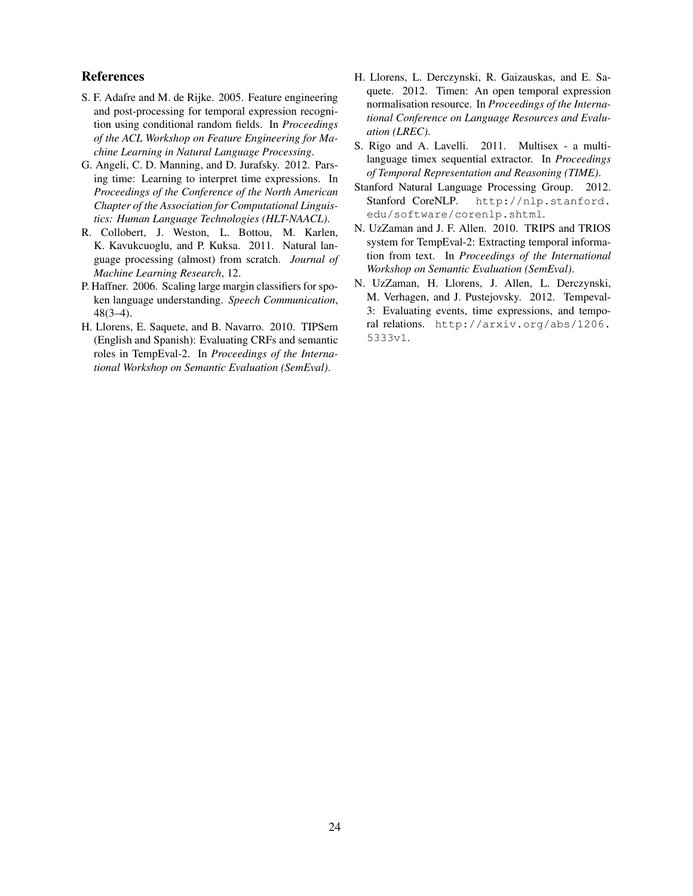## References

S. F. Adafre and M. de Rijke. 2005. Feature engineering and post-processing for temporal expression recognition using conditional random fields. In *Proceedings of the ACL Workshop on Feature Engineering for Machine Learning in Natural Language Processing*.

G. Angeli, C. D. Manning, and D. Jurafsky. 2012. Parsing time: Learning to interpret time expressions. In *Proceedings of the Conference of the North American Chapter of the Association for Computational Linguistics: Human Language Technologies (HLT-NAACL)*.

R. Collobert, J. Weston, L. Bottou, M. Karlen, K. Kavukcuoglu, and P. Kuksa. 2011. Natural language processing (almost) from scratch. *Journal of Machine Learning Research*, 12.

P. Haffner. 2006. Scaling large margin classifiers for spoken language understanding. *Speech Communication*, 48(3–4).

H. Llorens, E. Saquete, and B. Navarro. 2010. TIPSem (English and Spanish): Evaluating CRFs and semantic roles in TempEval-2. In *Proceedings of the International Workshop on Semantic Evaluation (SemEval)*.

H. Llorens, L. Derczynski, R. Gaizauskas, and E. Saquete. 2012. Timen: An open temporal expression normalisation resource. In *Proceedings of the International Conference on Language Resources and Evaluation (LREC)*.

S. Rigo and A. Lavelli. 2011. Multisex - a multi-language timex sequential extractor. In *Proceedings of Temporal Representation and Reasoning (TIME)*.

Stanford Natural Language Processing Group. 2012. Stanford CoreNLP. http://nlp.stanford.edu/software/corenlp.shtml.

N. UzZaman and J. F. Allen. 2010. TRIPS and TRIOS system for TempEval-2: Extracting temporal information from text. In *Proceedings of the International Workshop on Semantic Evaluation (SemEval)*.

N. UzZaman, H. Llorens, J. Allen, L. Derczynski, M. Verhagen, and J. Pustejovsky. 2012. Tempeval-3: Evaluating events, time expressions, and temporal relations. http://arxiv.org/abs/1206.5333v1.